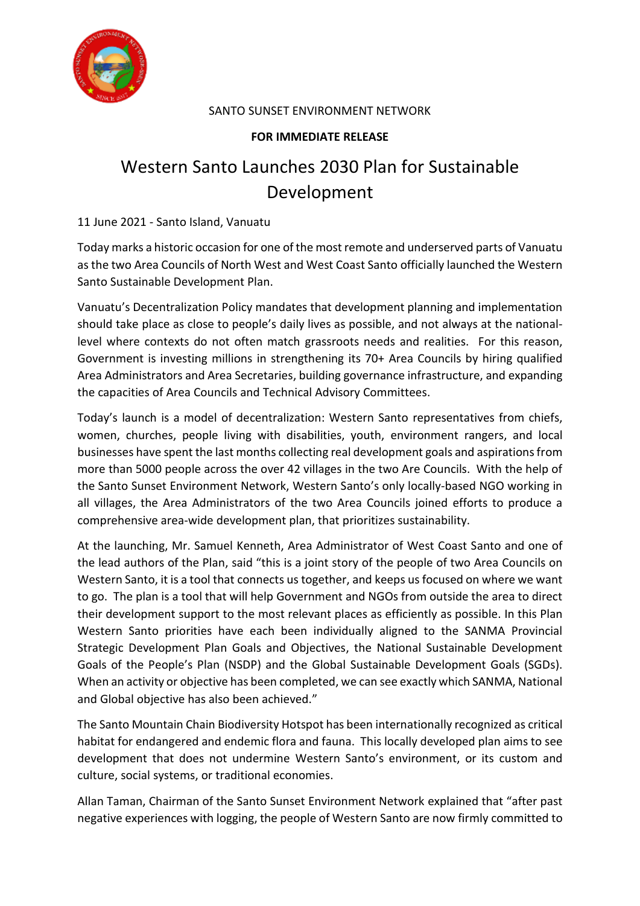SANTO SUNSET ENVIRONMENT NETWORK

**FOR IMMEDIATE RELEASE**

# Western Santo Launches 2030 Plan for Sustainable Development

11 June 2021 - Santo Island, Vanuatu

Today marks a historic occasion for one of the most remote and underserved parts of Vanuatu as the two Area Councils of North West and West Coast Santo officially launched the Western Santo Sustainable Development Plan.

Vanuatu's Decentralization Policy mandates that development planning and implementation should take place as close to people's daily lives as possible, and not always at the national-level where contexts do not often match grassroots needs and realities. For this reason, Government is investing millions in strengthening its 70+ Area Councils by hiring qualified Area Administrators and Area Secretaries, building governance infrastructure, and expanding the capacities of Area Councils and Technical Advisory Committees.

Today's launch is a model of decentralization: Western Santo representatives from chiefs, women, churches, people living with disabilities, youth, environment rangers, and local businesses have spent the last months collecting real development goals and aspirations from more than 5000 people across the over 42 villages in the two Are Councils. With the help of the Santo Sunset Environment Network, Western Santo's only locally-based NGO working in all villages, the Area Administrators of the two Area Councils joined efforts to produce a comprehensive area-wide development plan, that prioritizes sustainability.

At the launching, Mr. Samuel Kenneth, Area Administrator of West Coast Santo and one of the lead authors of the Plan, said "this is a joint story of the people of two Area Councils on Western Santo, it is a tool that connects us together, and keeps us focused on where we want to go. The plan is a tool that will help Government and NGOs from outside the area to direct their development support to the most relevant places as efficiently as possible. In this Plan Western Santo priorities have each been individually aligned to the SANMA Provincial Strategic Development Plan Goals and Objectives, the National Sustainable Development Goals of the People's Plan (NSDP) and the Global Sustainable Development Goals (SGDs). When an activity or objective has been completed, we can see exactly which SANMA, National and Global objective has also been achieved."

The Santo Mountain Chain Biodiversity Hotspot has been internationally recognized as critical habitat for endangered and endemic flora and fauna. This locally developed plan aims to see development that does not undermine Western Santo's environment, or its custom and culture, social systems, or traditional economies.

Allan Taman, Chairman of the Santo Sunset Environment Network explained that "after past negative experiences with logging, the people of Western Santo are now firmly committed to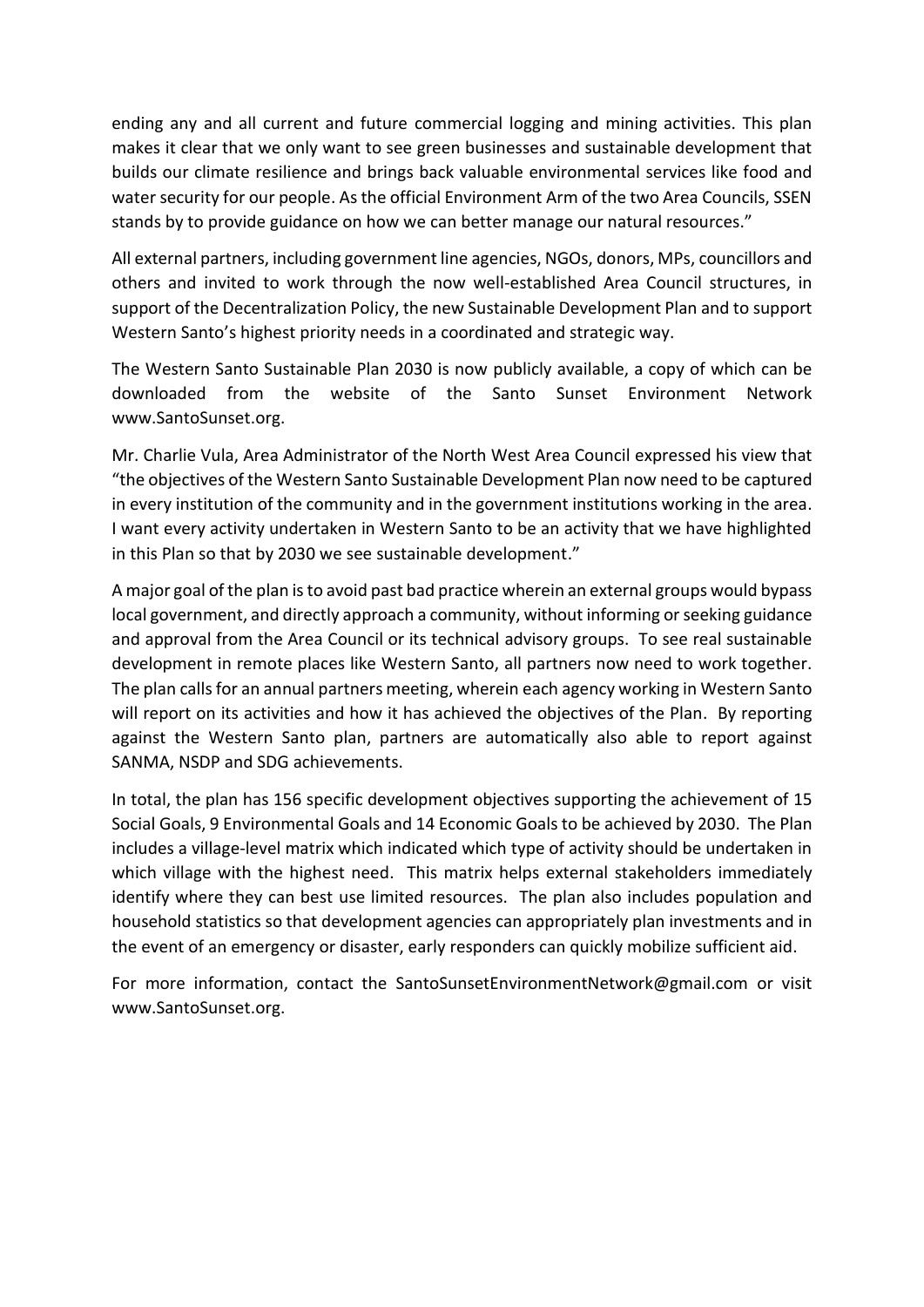ending any and all current and future commercial logging and mining activities. This plan makes it clear that we only want to see green businesses and sustainable development that builds our climate resilience and brings back valuable environmental services like food and water security for our people. As the official Environment Arm of the two Area Councils, SSEN stands by to provide guidance on how we can better manage our natural resources."

All external partners, including government line agencies, NGOs, donors, MPs, councillors and others and invited to work through the now well-established Area Council structures, in support of the Decentralization Policy, the new Sustainable Development Plan and to support Western Santo's highest priority needs in a coordinated and strategic way.

The Western Santo Sustainable Plan 2030 is now publicly available, a copy of which can be downloaded from the website of the Santo Sunset Environment Network www.SantoSunset.org.

Mr. Charlie Vula, Area Administrator of the North West Area Council expressed his view that "the objectives of the Western Santo Sustainable Development Plan now need to be captured in every institution of the community and in the government institutions working in the area. I want every activity undertaken in Western Santo to be an activity that we have highlighted in this Plan so that by 2030 we see sustainable development."

A major goal of the plan is to avoid past bad practice wherein an external groups would bypass local government, and directly approach a community, without informing or seeking guidance and approval from the Area Council or its technical advisory groups. To see real sustainable development in remote places like Western Santo, all partners now need to work together. The plan calls for an annual partners meeting, wherein each agency working in Western Santo will report on its activities and how it has achieved the objectives of the Plan. By reporting against the Western Santo plan, partners are automatically also able to report against SANMA, NSDP and SDG achievements.

In total, the plan has 156 specific development objectives supporting the achievement of 15 Social Goals, 9 Environmental Goals and 14 Economic Goals to be achieved by 2030. The Plan includes a village-level matrix which indicated which type of activity should be undertaken in which village with the highest need. This matrix helps external stakeholders immediately identify where they can best use limited resources. The plan also includes population and household statistics so that development agencies can appropriately plan investments and in the event of an emergency or disaster, early responders can quickly mobilize sufficient aid.

For more information, contact the SantoSunsetEnvironmentNetwork@gmail.com or visit www.SantoSunset.org.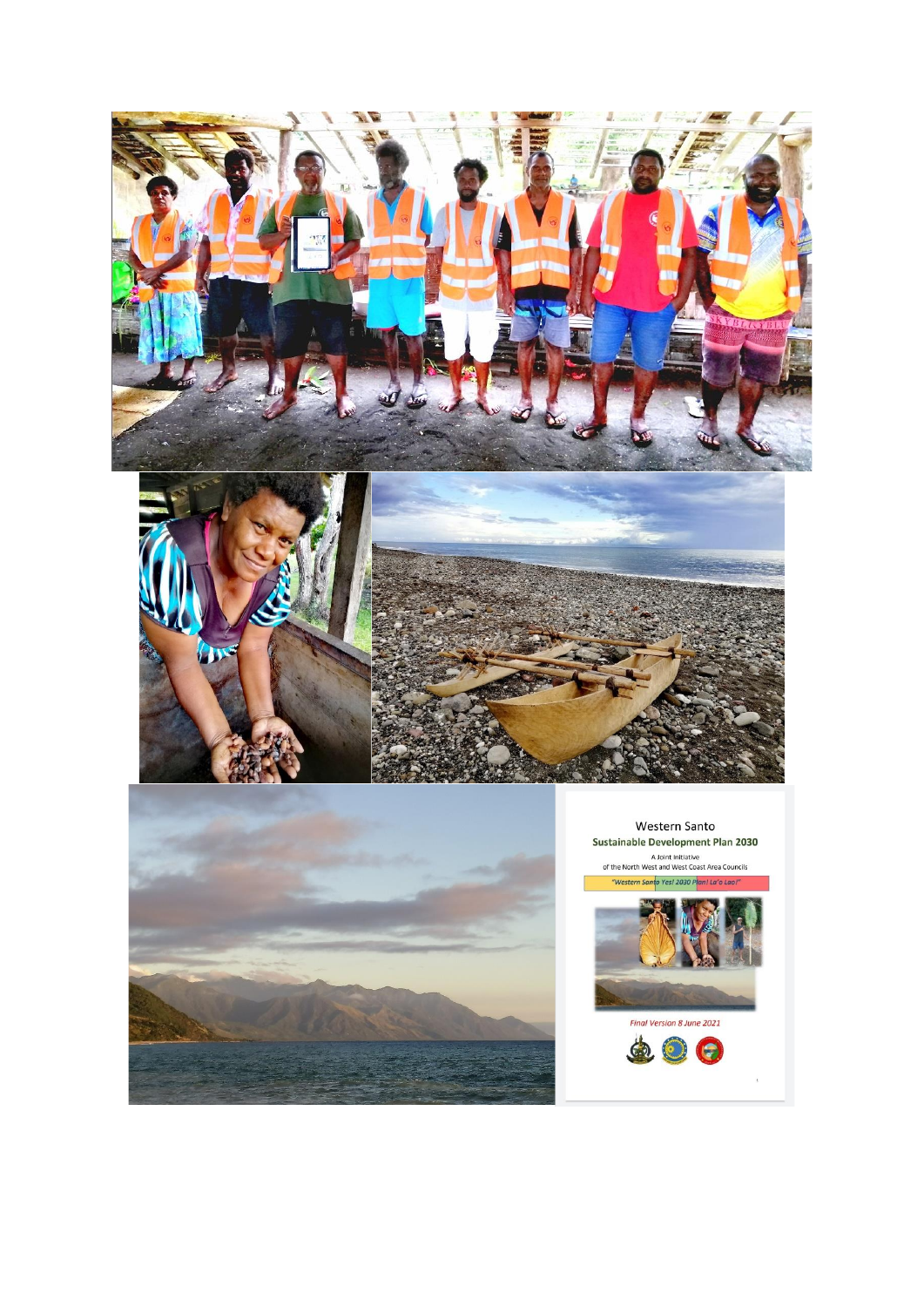Western Santo

**Sustainable Development Plan 2030**

A Joint Initiative
of the North West and West Coast Area Councils

*"Western Santo Yes! 2030 Plan! La'o Lao!"*

*Final Version 8 June 2021*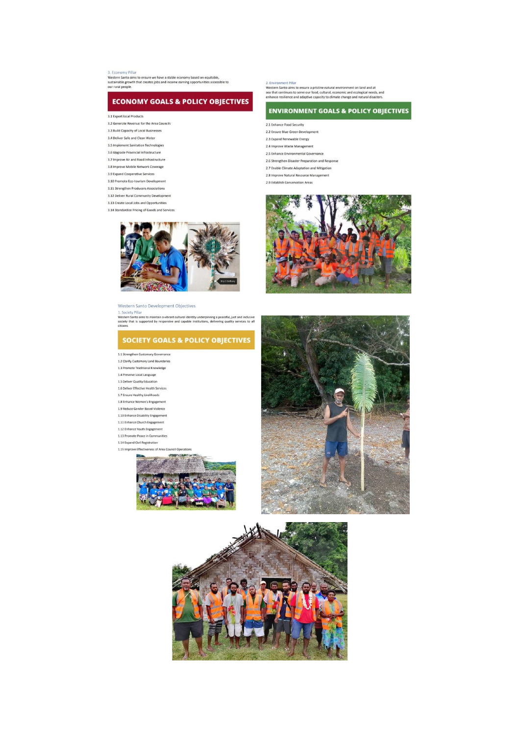3. Economy Pillar

Western Santo aims to ensure we have a stable economy based on equitable, sustainable growth that creates jobs and income earning opportunities accessible to our rural people.

## ECONOMY GOALS & POLICY OBJECTIVES

3.1 Export local Products

3.2 Generate Revenue for the Area Councils

3.3 Build Capacity of Local Businesses

3.4 Deliver Safe and Clean Water

3.5 Implement Sanitation Technologies

3.6 Upgrade Provincial Infrastructure

3.7 Improve Air and Road Infrastructure

3.8 Improve Mobile Network Coverage

3.9 Expand Cooperative Services

3.10 Promote Eco-tourism Development

3.11 Strengthen Producers Associations

3.12 Deliver Rural Community Development

3.13 Create Local Jobs and Opportunities

3.14 Standardize Pricing of Goods and Services

2. Environment Pillar

Western Santo aims to ensure a pristine natural environment on land and at sea that continues to serve our food, cultural, economic and ecological needs, and enhance resilience and adaptive capacity to climate change and natural disasters.

## ENVIRONMENT GOALS & POLICY OBJECTIVES

2.1 Enhance Food Security

2.2 Ensure Blue-Green Development

2.3 Expand Renewable Energy

2.4 Improve Waste Management

2.5 Enhance Environmental Governance

2.6 Strengthen Disaster Preparation and Response

2.7 Enable Climate Adaptation and Mitigation

2.8 Improve Natural Resource Management

2.9 Establish Conservation Areas

Western Santo Development Objectives

1. Society Pillar

Western Santo aims to maintain a vibrant cultural identity underpinning a peaceful, just and inclusive society that is supported by responsive and capable institutions, delivering quality services to all citizens

## SOCIETY GOALS & POLICY OBJECTIVES

1.1 Strengthen Customary Governance

1.2 Clarify Customary Land Boundaries

1.3 Promote Traditional Knowledge

1.4 Preserve Local Language

1.5 Deliver Quality Education

1.6 Deliver Effective Health Services

1.7 Ensure Healthy Livelihoods

1.8 Enhance Women's Engagement

1.9 Reduce Gender Based Violence

1.10 Enhance Disability Engagement

1.11 Enhance Church Engagement

1.12 Enhance Youth Engagement

1.13 Promote Peace in Communities

1.14 Expand Civil Registration

1.15 Improve Effectiveness of Area Council Operations